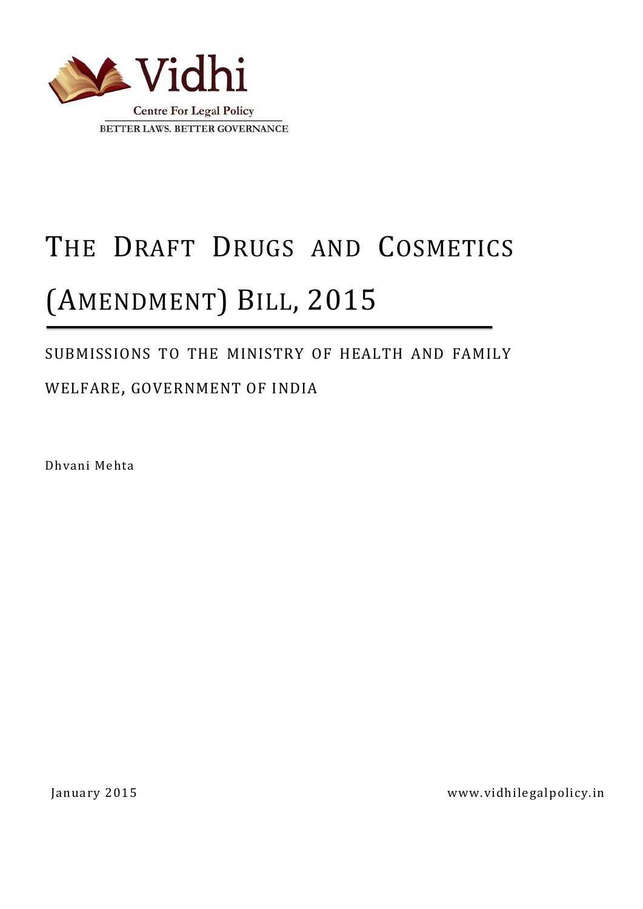Vidhi

Centre For Legal Policy

BETTER LAWS. BETTER GOVERNANCE

# THE DRAFT DRUGS AND COSMETICS (AMENDMENT) BILL, 2015

## SUBMISSIONS TO THE MINISTRY OF HEALTH AND FAMILY WELFARE, GOVERNMENT OF INDIA

Dhvani Mehta

January 2015

www.vidhilegalpolicy.in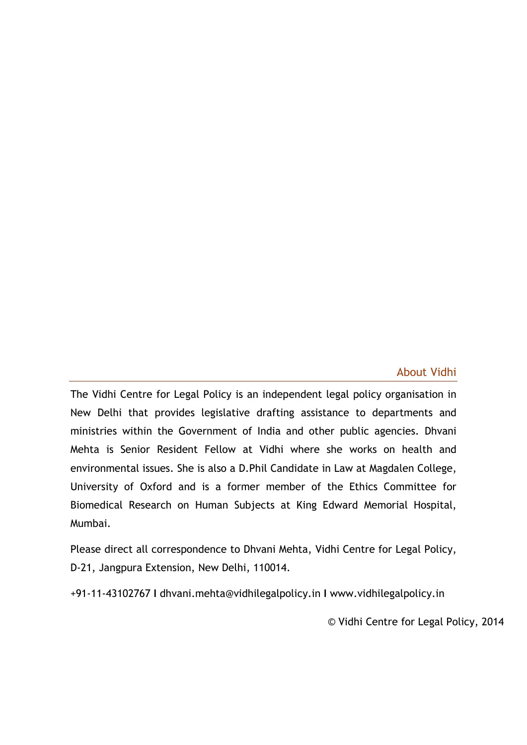## About Vidhi

The Vidhi Centre for Legal Policy is an independent legal policy organisation in New Delhi that provides legislative drafting assistance to departments and ministries within the Government of India and other public agencies. Dhvani Mehta is Senior Resident Fellow at Vidhi where she works on health and environmental issues. She is also a D.Phil Candidate in Law at Magdalen College, University of Oxford and is a former member of the Ethics Committee for Biomedical Research on Human Subjects at King Edward Memorial Hospital, Mumbai.

Please direct all correspondence to Dhvani Mehta, Vidhi Centre for Legal Policy, D-21, Jangpura Extension, New Delhi, 110014.

+91-11-43102767 I dhvani.mehta@vidhilegalpolicy.in I www.vidhilegalpolicy.in

© Vidhi Centre for Legal Policy, 2014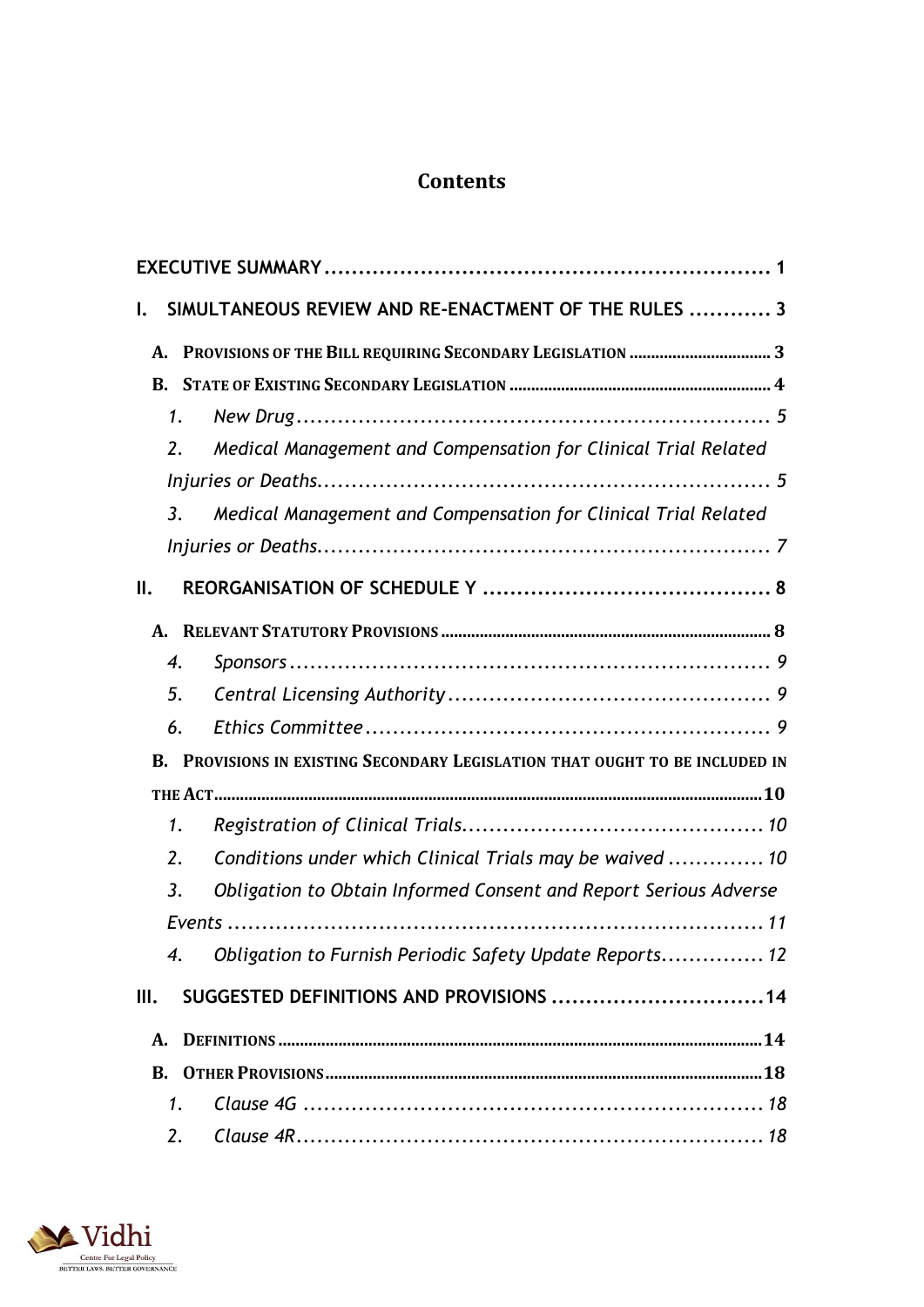# Contents

EXECUTIVE SUMMARY ................................................................ 1

I. SIMULTANEOUS REVIEW AND RE-ENACTMENT OF THE RULES ............ 3

A. PROVISIONS OF THE BILL REQUIRING SECONDARY LEGISLATION ................................ 3

B. STATE OF EXISTING SECONDARY LEGISLATION ............................................................ 4

1. *New Drug* ................................................................ *5*

2. *Medical Management and Compensation for Clinical Trial Related Injuries or Deaths* ................................................................ *5*

3. *Medical Management and Compensation for Clinical Trial Related Injuries or Deaths* ................................................................ *7*

II. REORGANISATION OF SCHEDULE Y ........................................ 8

A. RELEVANT STATUTORY PROVISIONS ............................................................................ 8

4. *Sponsors* ................................................................ *9*

5. *Central Licensing Authority* ................................................ *9*

6. *Ethics Committee* ................................................................ *9*

B. PROVISIONS IN EXISTING SECONDARY LEGISLATION THAT OUGHT TO BE INCLUDED IN THE ACT .......................................................................................................... 10

1. *Registration of Clinical Trials* ............................................ *10*

2. *Conditions under which Clinical Trials may be waived* .............. *10*

3. *Obligation to Obtain Informed Consent and Report Serious Adverse Events* ................................................................ *11*

4. *Obligation to Furnish Periodic Safety Update Reports* ............... *12*

III. SUGGESTED DEFINITIONS AND PROVISIONS .............................. 14

A. DEFINITIONS ................................................................................................ 14

B. OTHER PROVISIONS ........................................................................................ 18

1. *Clause 4G* ................................................................ *18*

2. *Clause 4R* ................................................................ *18*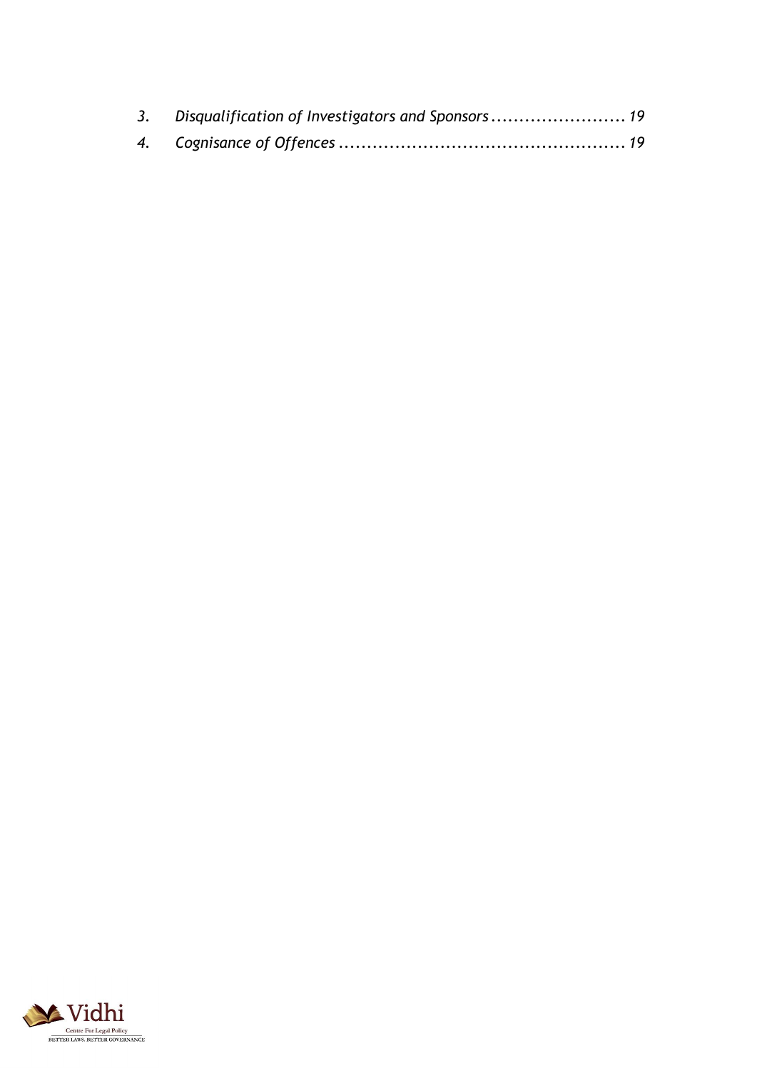3. *Disqualification of Investigators and Sponsors ........................ 19*
4. *Cognisance of Offences .................................................. 19*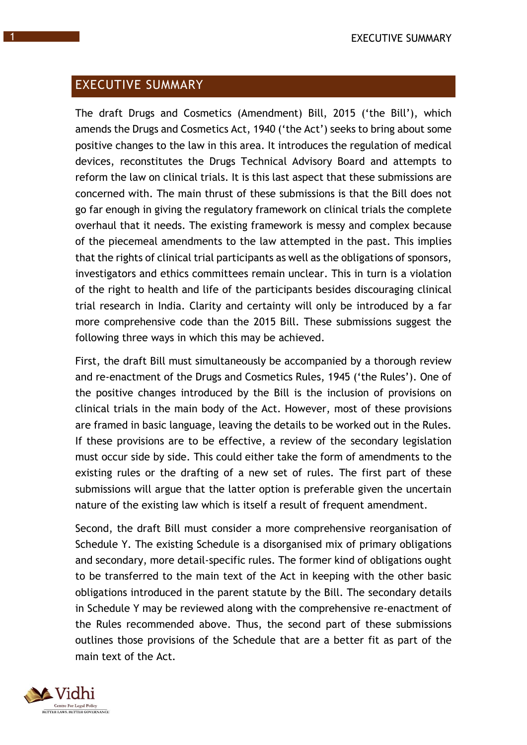## EXECUTIVE SUMMARY

The draft Drugs and Cosmetics (Amendment) Bill, 2015 ('the Bill'), which amends the Drugs and Cosmetics Act, 1940 ('the Act') seeks to bring about some positive changes to the law in this area. It introduces the regulation of medical devices, reconstitutes the Drugs Technical Advisory Board and attempts to reform the law on clinical trials. It is this last aspect that these submissions are concerned with. The main thrust of these submissions is that the Bill does not go far enough in giving the regulatory framework on clinical trials the complete overhaul that it needs. The existing framework is messy and complex because of the piecemeal amendments to the law attempted in the past. This implies that the rights of clinical trial participants as well as the obligations of sponsors, investigators and ethics committees remain unclear. This in turn is a violation of the right to health and life of the participants besides discouraging clinical trial research in India. Clarity and certainty will only be introduced by a far more comprehensive code than the 2015 Bill. These submissions suggest the following three ways in which this may be achieved.

First, the draft Bill must simultaneously be accompanied by a thorough review and re-enactment of the Drugs and Cosmetics Rules, 1945 ('the Rules'). One of the positive changes introduced by the Bill is the inclusion of provisions on clinical trials in the main body of the Act. However, most of these provisions are framed in basic language, leaving the details to be worked out in the Rules. If these provisions are to be effective, a review of the secondary legislation must occur side by side. This could either take the form of amendments to the existing rules or the drafting of a new set of rules. The first part of these submissions will argue that the latter option is preferable given the uncertain nature of the existing law which is itself a result of frequent amendment.

Second, the draft Bill must consider a more comprehensive reorganisation of Schedule Y. The existing Schedule is a disorganised mix of primary obligations and secondary, more detail-specific rules. The former kind of obligations ought to be transferred to the main text of the Act in keeping with the other basic obligations introduced in the parent statute by the Bill. The secondary details in Schedule Y may be reviewed along with the comprehensive re-enactment of the Rules recommended above. Thus, the second part of these submissions outlines those provisions of the Schedule that are a better fit as part of the main text of the Act.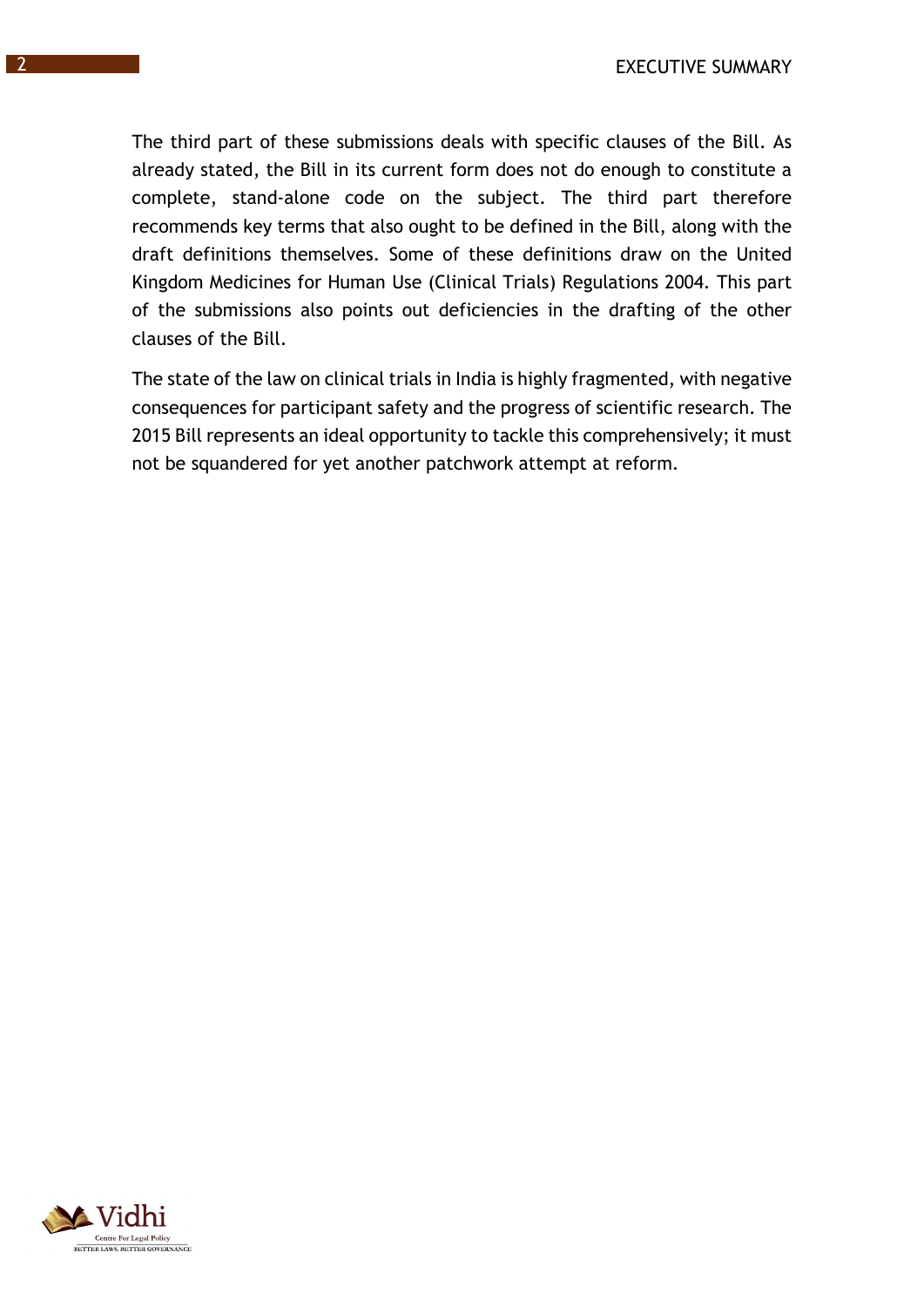The third part of these submissions deals with specific clauses of the Bill. As already stated, the Bill in its current form does not do enough to constitute a complete, stand-alone code on the subject. The third part therefore recommends key terms that also ought to be defined in the Bill, along with the draft definitions themselves. Some of these definitions draw on the United Kingdom Medicines for Human Use (Clinical Trials) Regulations 2004. This part of the submissions also points out deficiencies in the drafting of the other clauses of the Bill.

The state of the law on clinical trials in India is highly fragmented, with negative consequences for participant safety and the progress of scientific research. The 2015 Bill represents an ideal opportunity to tackle this comprehensively; it must not be squandered for yet another patchwork attempt at reform.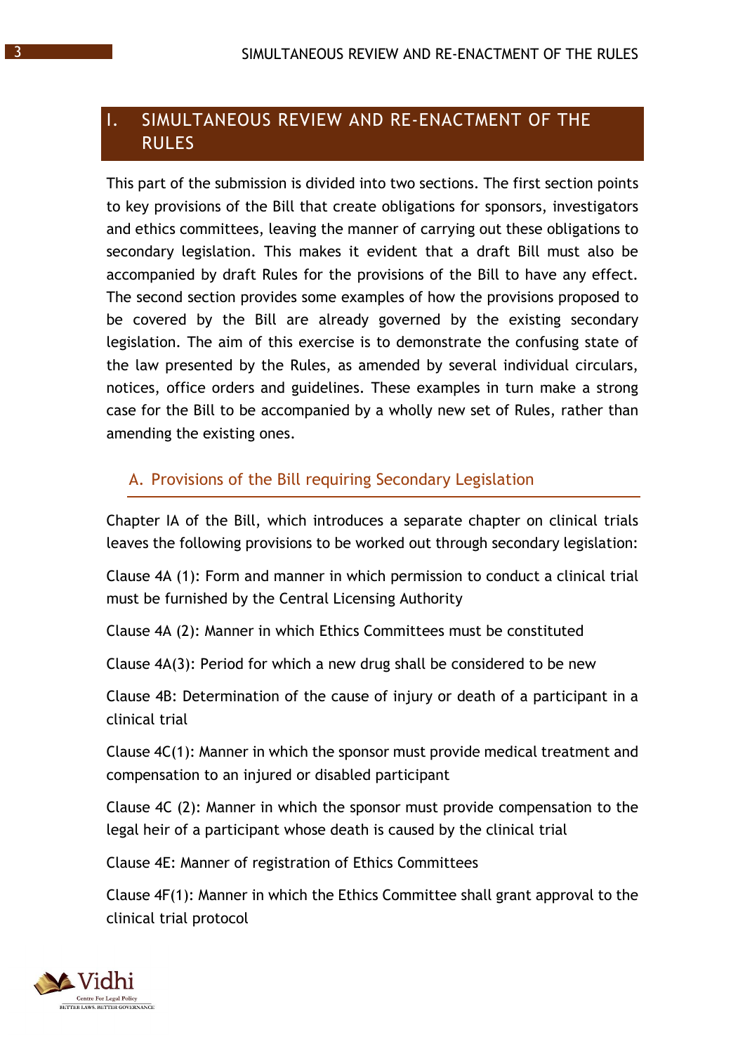# I. SIMULTANEOUS REVIEW AND RE-ENACTMENT OF THE RULES

This part of the submission is divided into two sections. The first section points to key provisions of the Bill that create obligations for sponsors, investigators and ethics committees, leaving the manner of carrying out these obligations to secondary legislation. This makes it evident that a draft Bill must also be accompanied by draft Rules for the provisions of the Bill to have any effect. The second section provides some examples of how the provisions proposed to be covered by the Bill are already governed by the existing secondary legislation. The aim of this exercise is to demonstrate the confusing state of the law presented by the Rules, as amended by several individual circulars, notices, office orders and guidelines. These examples in turn make a strong case for the Bill to be accompanied by a wholly new set of Rules, rather than amending the existing ones.

## A. Provisions of the Bill requiring Secondary Legislation

Chapter IA of the Bill, which introduces a separate chapter on clinical trials leaves the following provisions to be worked out through secondary legislation:

Clause 4A (1): Form and manner in which permission to conduct a clinical trial must be furnished by the Central Licensing Authority

Clause 4A (2): Manner in which Ethics Committees must be constituted

Clause 4A(3): Period for which a new drug shall be considered to be new

Clause 4B: Determination of the cause of injury or death of a participant in a clinical trial

Clause 4C(1): Manner in which the sponsor must provide medical treatment and compensation to an injured or disabled participant

Clause 4C (2): Manner in which the sponsor must provide compensation to the legal heir of a participant whose death is caused by the clinical trial

Clause 4E: Manner of registration of Ethics Committees

Clause 4F(1): Manner in which the Ethics Committee shall grant approval to the clinical trial protocol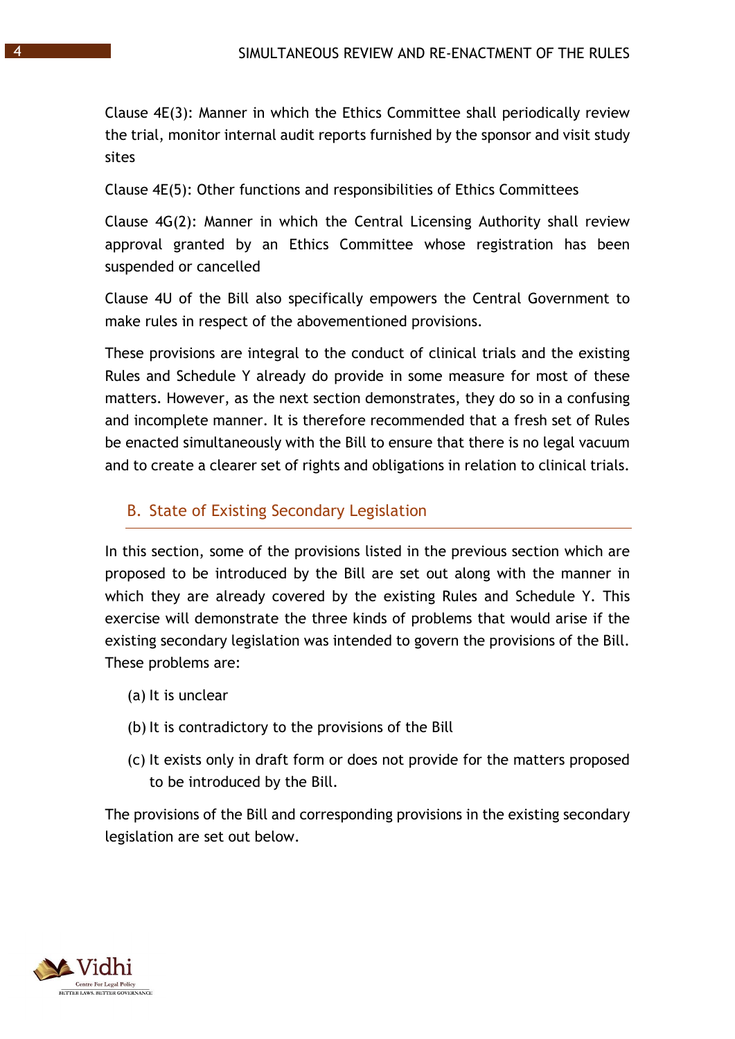Clause 4E(3): Manner in which the Ethics Committee shall periodically review the trial, monitor internal audit reports furnished by the sponsor and visit study sites

Clause 4E(5): Other functions and responsibilities of Ethics Committees

Clause 4G(2): Manner in which the Central Licensing Authority shall review approval granted by an Ethics Committee whose registration has been suspended or cancelled

Clause 4U of the Bill also specifically empowers the Central Government to make rules in respect of the abovementioned provisions.

These provisions are integral to the conduct of clinical trials and the existing Rules and Schedule Y already do provide in some measure for most of these matters. However, as the next section demonstrates, they do so in a confusing and incomplete manner. It is therefore recommended that a fresh set of Rules be enacted simultaneously with the Bill to ensure that there is no legal vacuum and to create a clearer set of rights and obligations in relation to clinical trials.

## B. State of Existing Secondary Legislation

In this section, some of the provisions listed in the previous section which are proposed to be introduced by the Bill are set out along with the manner in which they are already covered by the existing Rules and Schedule Y. This exercise will demonstrate the three kinds of problems that would arise if the existing secondary legislation was intended to govern the provisions of the Bill. These problems are:

(a) It is unclear

(b) It is contradictory to the provisions of the Bill

(c) It exists only in draft form or does not provide for the matters proposed to be introduced by the Bill.

The provisions of the Bill and corresponding provisions in the existing secondary legislation are set out below.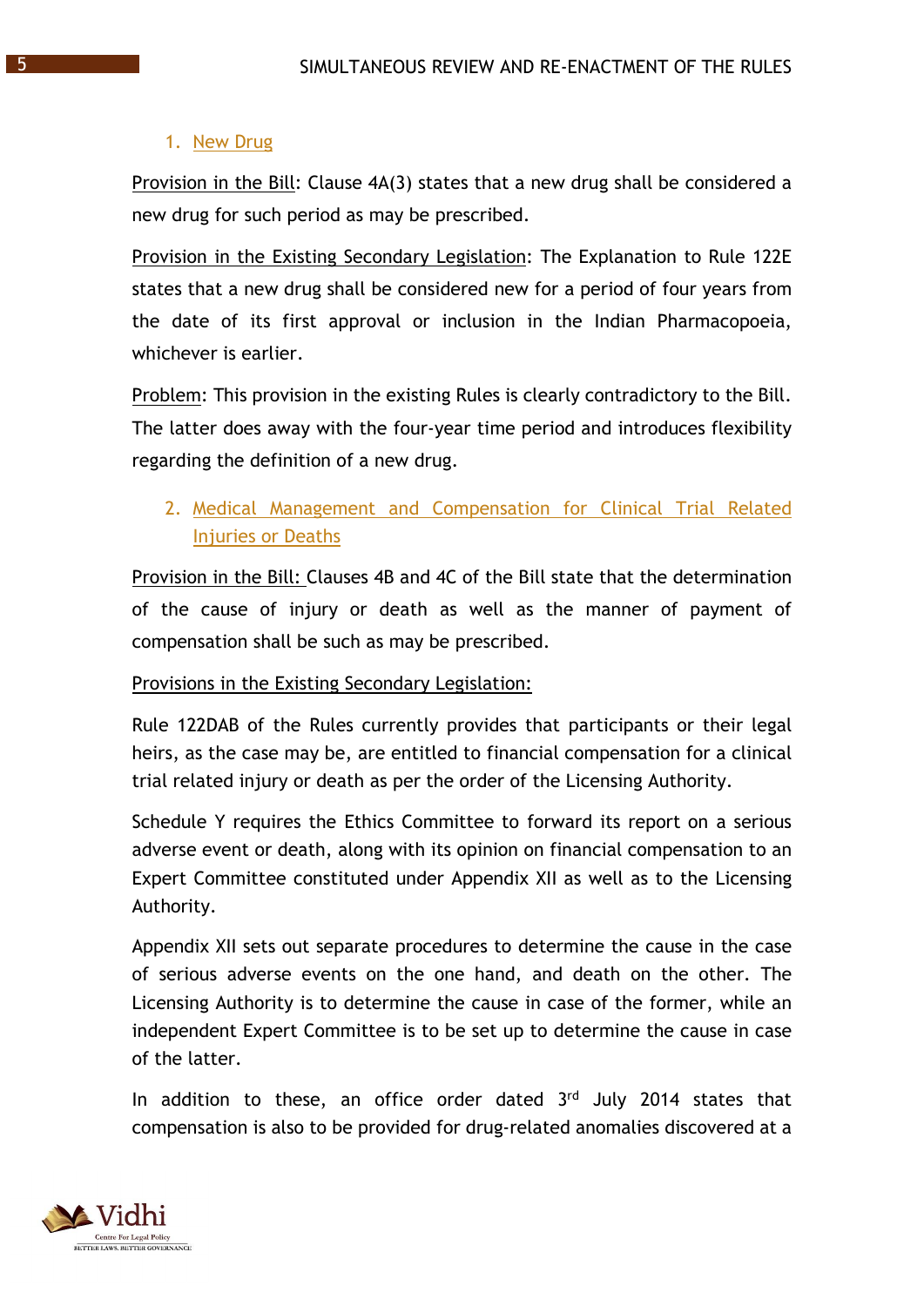### 1. New Drug

Provision in the Bill: Clause 4A(3) states that a new drug shall be considered a new drug for such period as may be prescribed.

Provision in the Existing Secondary Legislation: The Explanation to Rule 122E states that a new drug shall be considered new for a period of four years from the date of its first approval or inclusion in the Indian Pharmacopoeia, whichever is earlier.

Problem: This provision in the existing Rules is clearly contradictory to the Bill. The latter does away with the four-year time period and introduces flexibility regarding the definition of a new drug.

### 2. Medical Management and Compensation for Clinical Trial Related Injuries or Deaths

Provision in the Bill: Clauses 4B and 4C of the Bill state that the determination of the cause of injury or death as well as the manner of payment of compensation shall be such as may be prescribed.

Provisions in the Existing Secondary Legislation:

Rule 122DAB of the Rules currently provides that participants or their legal heirs, as the case may be, are entitled to financial compensation for a clinical trial related injury or death as per the order of the Licensing Authority.

Schedule Y requires the Ethics Committee to forward its report on a serious adverse event or death, along with its opinion on financial compensation to an Expert Committee constituted under Appendix XII as well as to the Licensing Authority.

Appendix XII sets out separate procedures to determine the cause in the case of serious adverse events on the one hand, and death on the other. The Licensing Authority is to determine the cause in case of the former, while an independent Expert Committee is to be set up to determine the cause in case of the latter.

In addition to these, an office order dated 3rd July 2014 states that compensation is also to be provided for drug-related anomalies discovered at a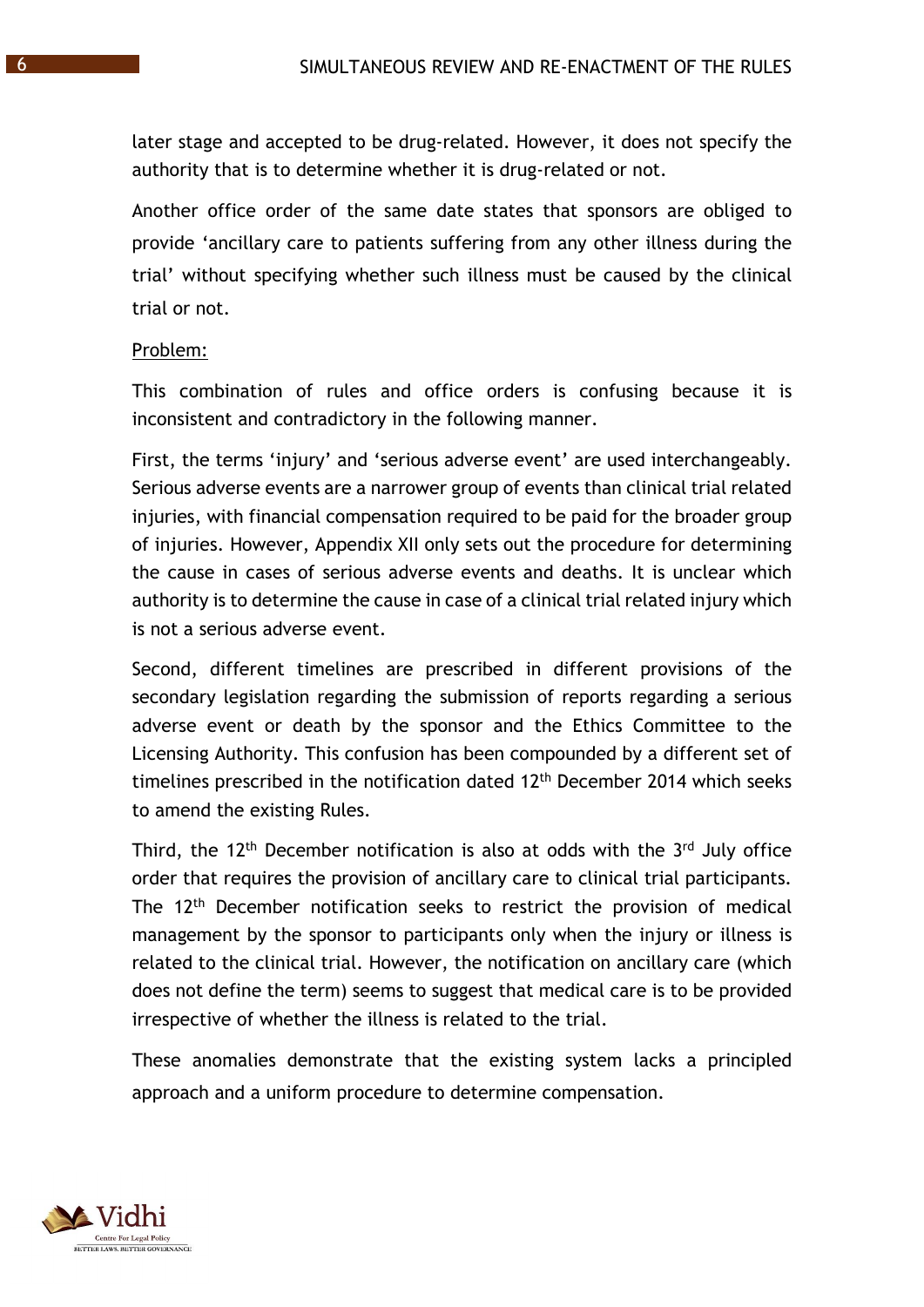later stage and accepted to be drug-related. However, it does not specify the authority that is to determine whether it is drug-related or not.

Another office order of the same date states that sponsors are obliged to provide 'ancillary care to patients suffering from any other illness during the trial' without specifying whether such illness must be caused by the clinical trial or not.

Problem:

This combination of rules and office orders is confusing because it is inconsistent and contradictory in the following manner.

First, the terms 'injury' and 'serious adverse event' are used interchangeably. Serious adverse events are a narrower group of events than clinical trial related injuries, with financial compensation required to be paid for the broader group of injuries. However, Appendix XII only sets out the procedure for determining the cause in cases of serious adverse events and deaths. It is unclear which authority is to determine the cause in case of a clinical trial related injury which is not a serious adverse event.

Second, different timelines are prescribed in different provisions of the secondary legislation regarding the submission of reports regarding a serious adverse event or death by the sponsor and the Ethics Committee to the Licensing Authority. This confusion has been compounded by a different set of timelines prescribed in the notification dated 12th December 2014 which seeks to amend the existing Rules.

Third, the 12th December notification is also at odds with the 3rd July office order that requires the provision of ancillary care to clinical trial participants. The 12th December notification seeks to restrict the provision of medical management by the sponsor to participants only when the injury or illness is related to the clinical trial. However, the notification on ancillary care (which does not define the term) seems to suggest that medical care is to be provided irrespective of whether the illness is related to the trial.

These anomalies demonstrate that the existing system lacks a principled approach and a uniform procedure to determine compensation.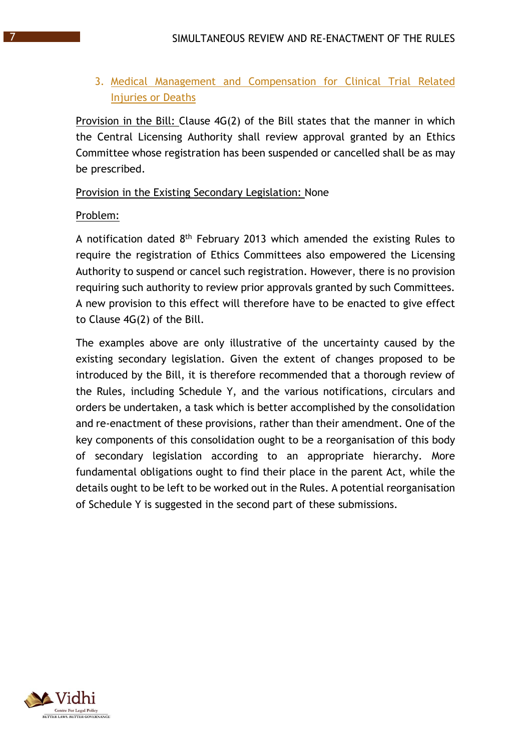3. Medical Management and Compensation for Clinical Trial Related Injuries or Deaths

Provision in the Bill: Clause 4G(2) of the Bill states that the manner in which the Central Licensing Authority shall review approval granted by an Ethics Committee whose registration has been suspended or cancelled shall be as may be prescribed.

Provision in the Existing Secondary Legislation: None

Problem:

A notification dated 8th February 2013 which amended the existing Rules to require the registration of Ethics Committees also empowered the Licensing Authority to suspend or cancel such registration. However, there is no provision requiring such authority to review prior approvals granted by such Committees. A new provision to this effect will therefore have to be enacted to give effect to Clause 4G(2) of the Bill.

The examples above are only illustrative of the uncertainty caused by the existing secondary legislation. Given the extent of changes proposed to be introduced by the Bill, it is therefore recommended that a thorough review of the Rules, including Schedule Y, and the various notifications, circulars and orders be undertaken, a task which is better accomplished by the consolidation and re-enactment of these provisions, rather than their amendment. One of the key components of this consolidation ought to be a reorganisation of this body of secondary legislation according to an appropriate hierarchy. More fundamental obligations ought to find their place in the parent Act, while the details ought to be left to be worked out in the Rules. A potential reorganisation of Schedule Y is suggested in the second part of these submissions.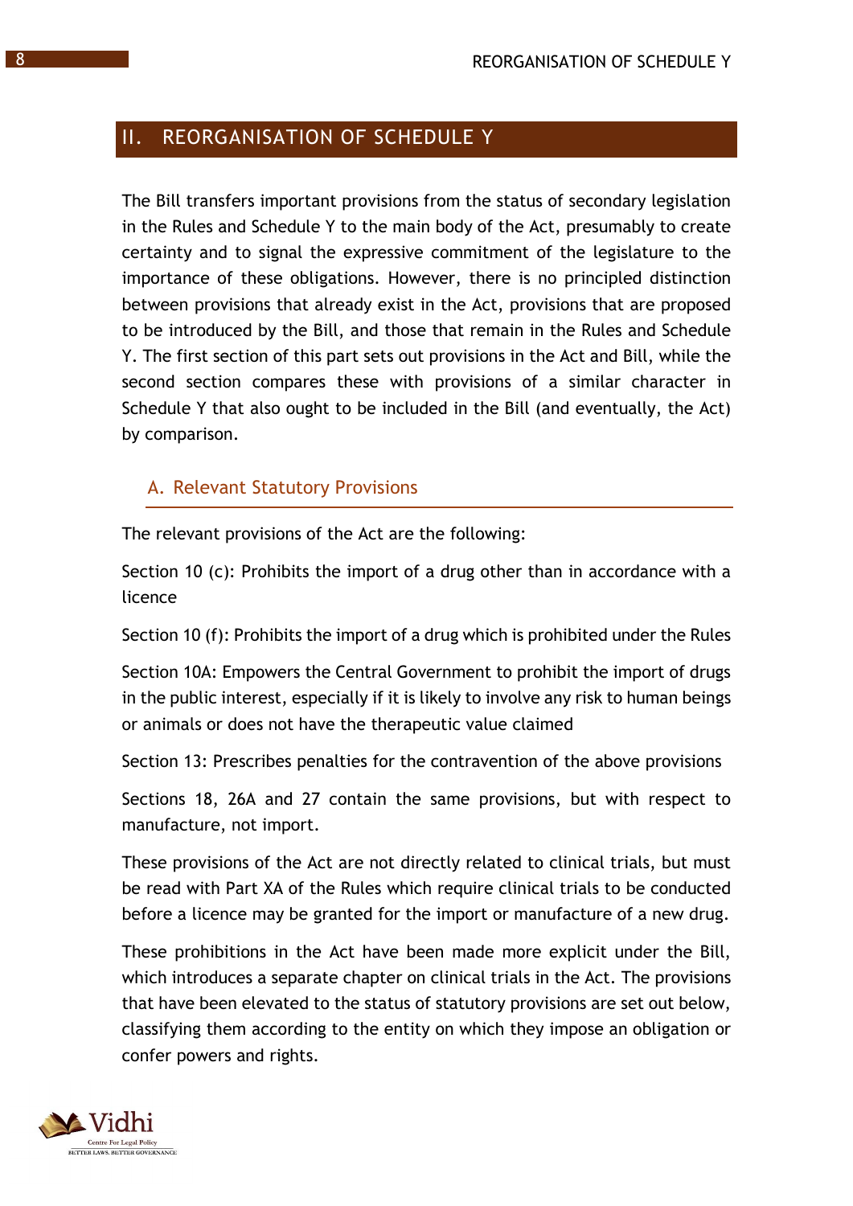## II. REORGANISATION OF SCHEDULE Y

The Bill transfers important provisions from the status of secondary legislation in the Rules and Schedule Y to the main body of the Act, presumably to create certainty and to signal the expressive commitment of the legislature to the importance of these obligations. However, there is no principled distinction between provisions that already exist in the Act, provisions that are proposed to be introduced by the Bill, and those that remain in the Rules and Schedule Y. The first section of this part sets out provisions in the Act and Bill, while the second section compares these with provisions of a similar character in Schedule Y that also ought to be included in the Bill (and eventually, the Act) by comparison.

### A. Relevant Statutory Provisions

The relevant provisions of the Act are the following:

Section 10 (c): Prohibits the import of a drug other than in accordance with a licence

Section 10 (f): Prohibits the import of a drug which is prohibited under the Rules

Section 10A: Empowers the Central Government to prohibit the import of drugs in the public interest, especially if it is likely to involve any risk to human beings or animals or does not have the therapeutic value claimed

Section 13: Prescribes penalties for the contravention of the above provisions

Sections 18, 26A and 27 contain the same provisions, but with respect to manufacture, not import.

These provisions of the Act are not directly related to clinical trials, but must be read with Part XA of the Rules which require clinical trials to be conducted before a licence may be granted for the import or manufacture of a new drug.

These prohibitions in the Act have been made more explicit under the Bill, which introduces a separate chapter on clinical trials in the Act. The provisions that have been elevated to the status of statutory provisions are set out below, classifying them according to the entity on which they impose an obligation or confer powers and rights.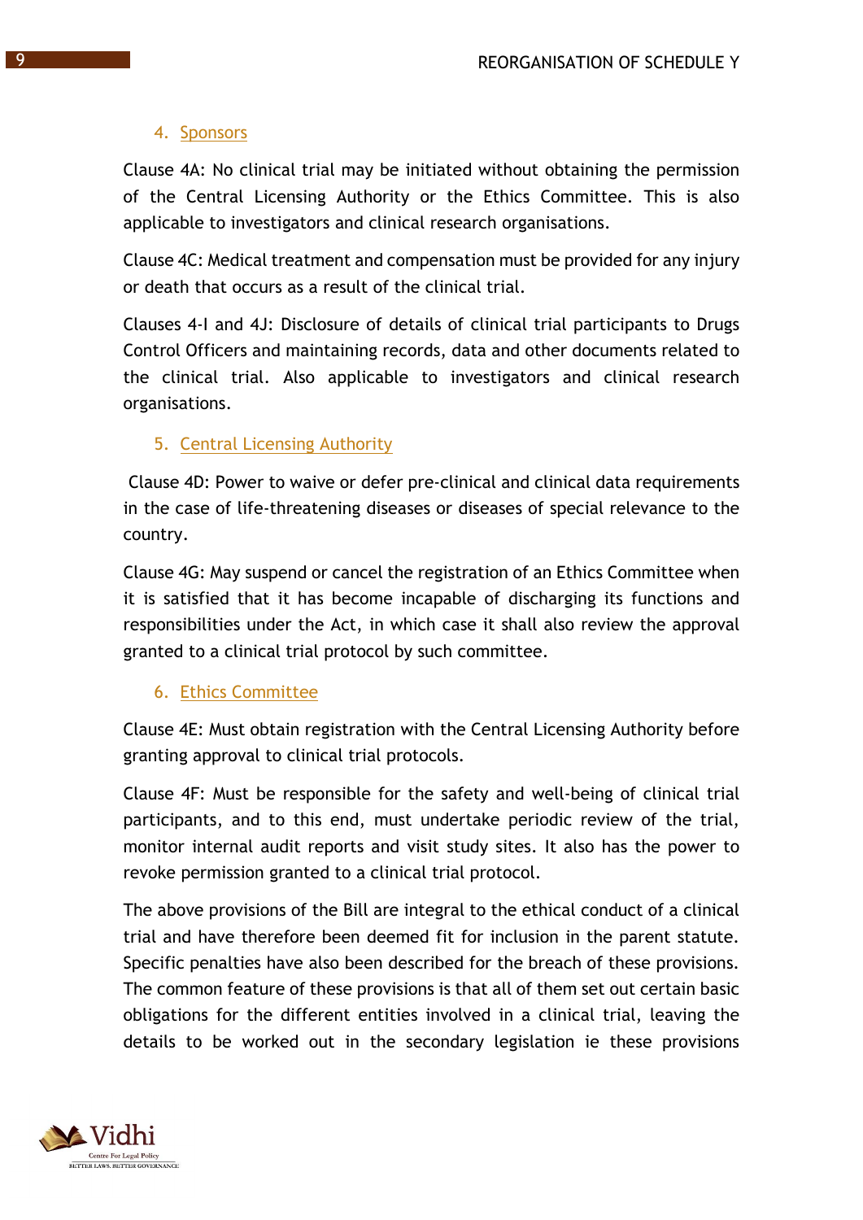4. Sponsors

Clause 4A: No clinical trial may be initiated without obtaining the permission of the Central Licensing Authority or the Ethics Committee. This is also applicable to investigators and clinical research organisations.

Clause 4C: Medical treatment and compensation must be provided for any injury or death that occurs as a result of the clinical trial.

Clauses 4-I and 4J: Disclosure of details of clinical trial participants to Drugs Control Officers and maintaining records, data and other documents related to the clinical trial. Also applicable to investigators and clinical research organisations.

5. Central Licensing Authority

Clause 4D: Power to waive or defer pre-clinical and clinical data requirements in the case of life-threatening diseases or diseases of special relevance to the country.

Clause 4G: May suspend or cancel the registration of an Ethics Committee when it is satisfied that it has become incapable of discharging its functions and responsibilities under the Act, in which case it shall also review the approval granted to a clinical trial protocol by such committee.

6. Ethics Committee

Clause 4E: Must obtain registration with the Central Licensing Authority before granting approval to clinical trial protocols.

Clause 4F: Must be responsible for the safety and well-being of clinical trial participants, and to this end, must undertake periodic review of the trial, monitor internal audit reports and visit study sites. It also has the power to revoke permission granted to a clinical trial protocol.

The above provisions of the Bill are integral to the ethical conduct of a clinical trial and have therefore been deemed fit for inclusion in the parent statute. Specific penalties have also been described for the breach of these provisions. The common feature of these provisions is that all of them set out certain basic obligations for the different entities involved in a clinical trial, leaving the details to be worked out in the secondary legislation ie these provisions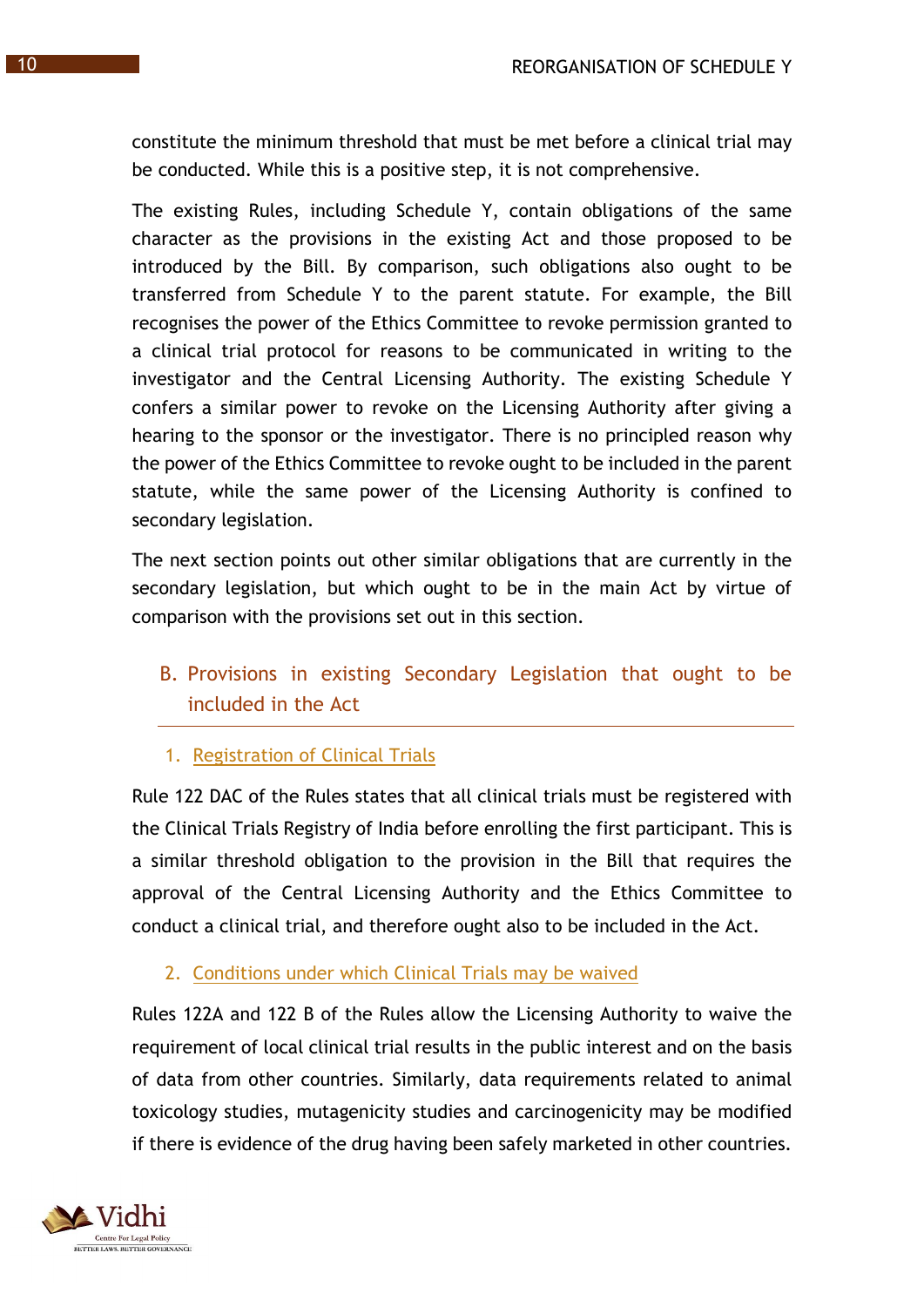constitute the minimum threshold that must be met before a clinical trial may be conducted. While this is a positive step, it is not comprehensive.

The existing Rules, including Schedule Y, contain obligations of the same character as the provisions in the existing Act and those proposed to be introduced by the Bill. By comparison, such obligations also ought to be transferred from Schedule Y to the parent statute. For example, the Bill recognises the power of the Ethics Committee to revoke permission granted to a clinical trial protocol for reasons to be communicated in writing to the investigator and the Central Licensing Authority. The existing Schedule Y confers a similar power to revoke on the Licensing Authority after giving a hearing to the sponsor or the investigator. There is no principled reason why the power of the Ethics Committee to revoke ought to be included in the parent statute, while the same power of the Licensing Authority is confined to secondary legislation.

The next section points out other similar obligations that are currently in the secondary legislation, but which ought to be in the main Act by virtue of comparison with the provisions set out in this section.

## B. Provisions in existing Secondary Legislation that ought to be included in the Act

### 1. Registration of Clinical Trials

Rule 122 DAC of the Rules states that all clinical trials must be registered with the Clinical Trials Registry of India before enrolling the first participant. This is a similar threshold obligation to the provision in the Bill that requires the approval of the Central Licensing Authority and the Ethics Committee to conduct a clinical trial, and therefore ought also to be included in the Act.

### 2. Conditions under which Clinical Trials may be waived

Rules 122A and 122 B of the Rules allow the Licensing Authority to waive the requirement of local clinical trial results in the public interest and on the basis of data from other countries. Similarly, data requirements related to animal toxicology studies, mutagenicity studies and carcinogenicity may be modified if there is evidence of the drug having been safely marketed in other countries.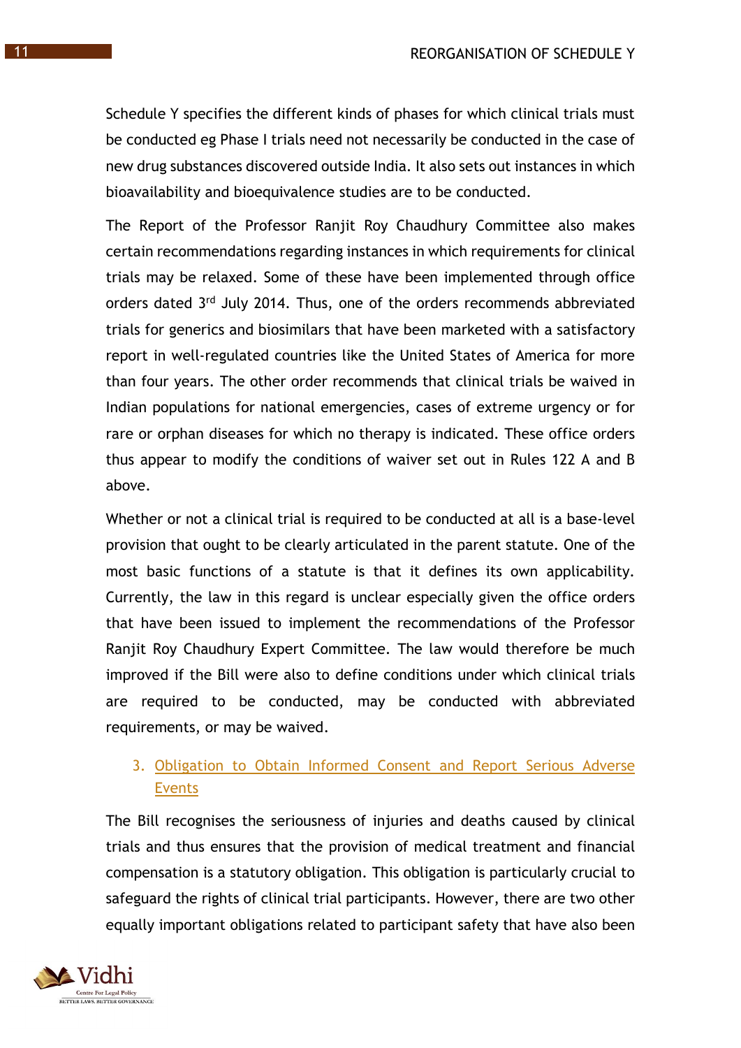Schedule Y specifies the different kinds of phases for which clinical trials must be conducted eg Phase I trials need not necessarily be conducted in the case of new drug substances discovered outside India. It also sets out instances in which bioavailability and bioequivalence studies are to be conducted.

The Report of the Professor Ranjit Roy Chaudhury Committee also makes certain recommendations regarding instances in which requirements for clinical trials may be relaxed. Some of these have been implemented through office orders dated 3rd July 2014. Thus, one of the orders recommends abbreviated trials for generics and biosimilars that have been marketed with a satisfactory report in well-regulated countries like the United States of America for more than four years. The other order recommends that clinical trials be waived in Indian populations for national emergencies, cases of extreme urgency or for rare or orphan diseases for which no therapy is indicated. These office orders thus appear to modify the conditions of waiver set out in Rules 122 A and B above.

Whether or not a clinical trial is required to be conducted at all is a base-level provision that ought to be clearly articulated in the parent statute. One of the most basic functions of a statute is that it defines its own applicability. Currently, the law in this regard is unclear especially given the office orders that have been issued to implement the recommendations of the Professor Ranjit Roy Chaudhury Expert Committee. The law would therefore be much improved if the Bill were also to define conditions under which clinical trials are required to be conducted, may be conducted with abbreviated requirements, or may be waived.

### 3. Obligation to Obtain Informed Consent and Report Serious Adverse Events

The Bill recognises the seriousness of injuries and deaths caused by clinical trials and thus ensures that the provision of medical treatment and financial compensation is a statutory obligation. This obligation is particularly crucial to safeguard the rights of clinical trial participants. However, there are two other equally important obligations related to participant safety that have also been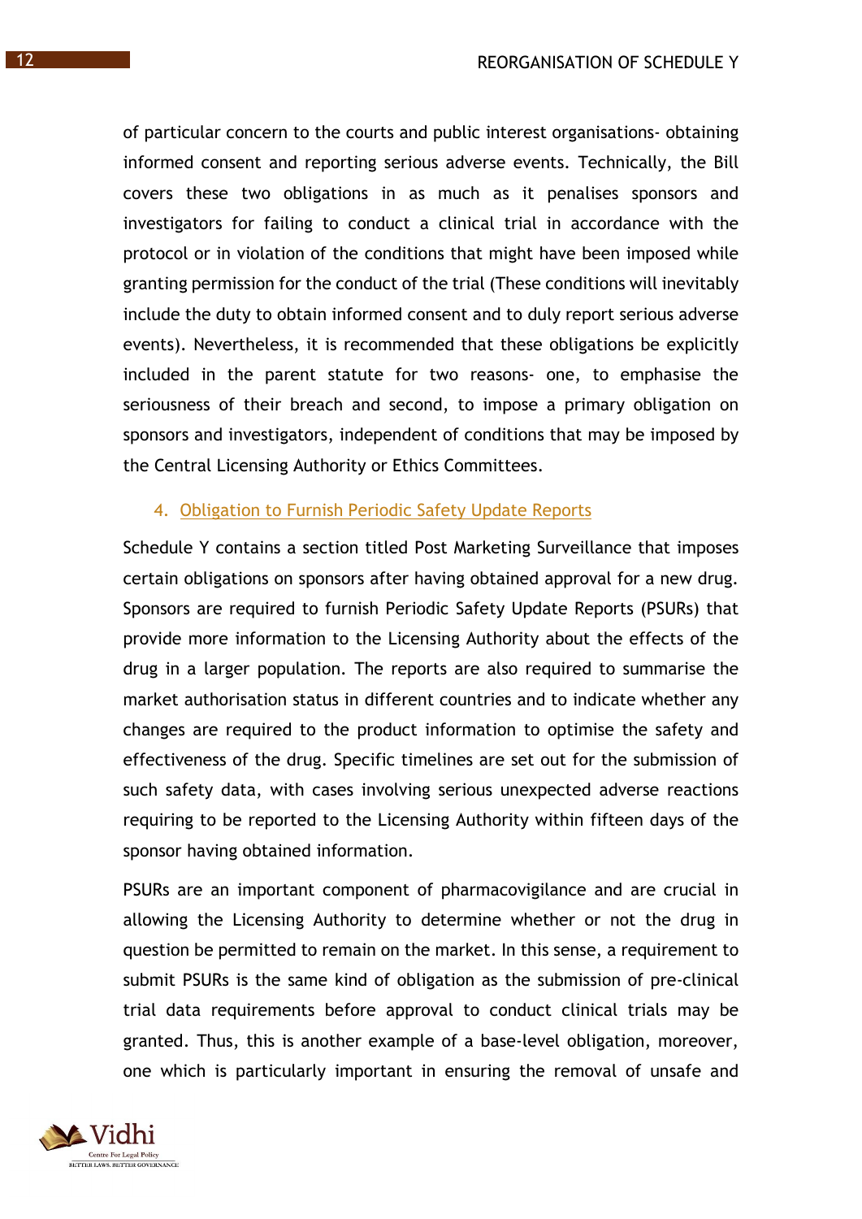of particular concern to the courts and public interest organisations- obtaining informed consent and reporting serious adverse events. Technically, the Bill covers these two obligations in as much as it penalises sponsors and investigators for failing to conduct a clinical trial in accordance with the protocol or in violation of the conditions that might have been imposed while granting permission for the conduct of the trial (These conditions will inevitably include the duty to obtain informed consent and to duly report serious adverse events). Nevertheless, it is recommended that these obligations be explicitly included in the parent statute for two reasons- one, to emphasise the seriousness of their breach and second, to impose a primary obligation on sponsors and investigators, independent of conditions that may be imposed by the Central Licensing Authority or Ethics Committees.

### 4. Obligation to Furnish Periodic Safety Update Reports

Schedule Y contains a section titled Post Marketing Surveillance that imposes certain obligations on sponsors after having obtained approval for a new drug. Sponsors are required to furnish Periodic Safety Update Reports (PSURs) that provide more information to the Licensing Authority about the effects of the drug in a larger population. The reports are also required to summarise the market authorisation status in different countries and to indicate whether any changes are required to the product information to optimise the safety and effectiveness of the drug. Specific timelines are set out for the submission of such safety data, with cases involving serious unexpected adverse reactions requiring to be reported to the Licensing Authority within fifteen days of the sponsor having obtained information.

PSURs are an important component of pharmacovigilance and are crucial in allowing the Licensing Authority to determine whether or not the drug in question be permitted to remain on the market. In this sense, a requirement to submit PSURs is the same kind of obligation as the submission of pre-clinical trial data requirements before approval to conduct clinical trials may be granted. Thus, this is another example of a base-level obligation, moreover, one which is particularly important in ensuring the removal of unsafe and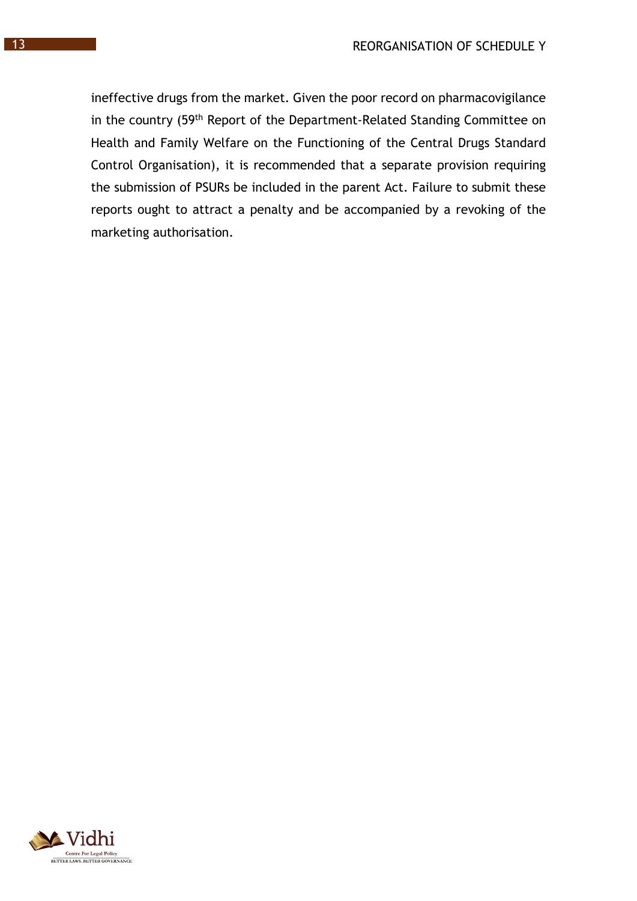ineffective drugs from the market. Given the poor record on pharmacovigilance in the country (59th Report of the Department-Related Standing Committee on Health and Family Welfare on the Functioning of the Central Drugs Standard Control Organisation), it is recommended that a separate provision requiring the submission of PSURs be included in the parent Act. Failure to submit these reports ought to attract a penalty and be accompanied by a revoking of the marketing authorisation.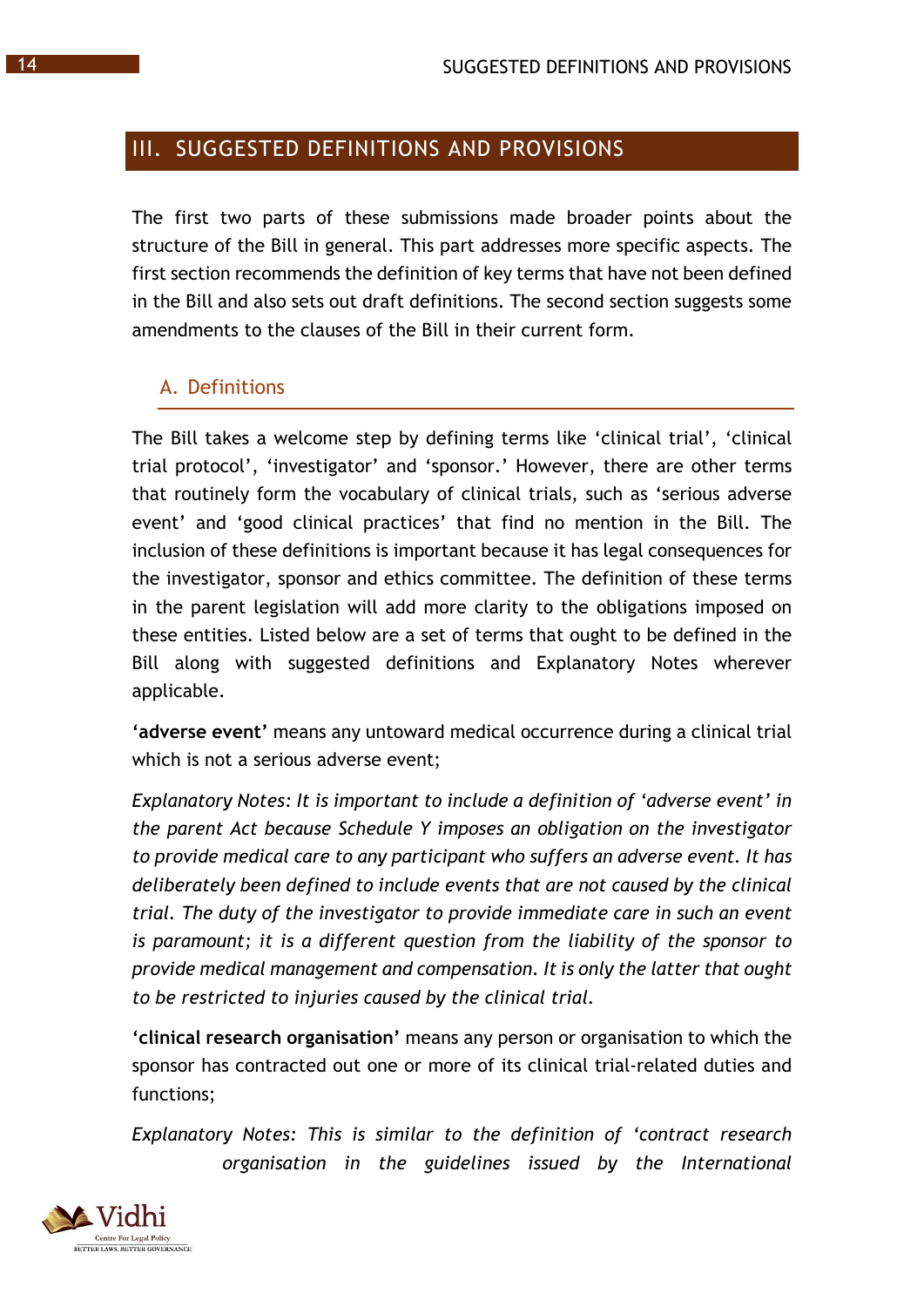## III. SUGGESTED DEFINITIONS AND PROVISIONS

The first two parts of these submissions made broader points about the structure of the Bill in general. This part addresses more specific aspects. The first section recommends the definition of key terms that have not been defined in the Bill and also sets out draft definitions. The second section suggests some amendments to the clauses of the Bill in their current form.

### A. Definitions

The Bill takes a welcome step by defining terms like 'clinical trial', 'clinical trial protocol', 'investigator' and 'sponsor.' However, there are other terms that routinely form the vocabulary of clinical trials, such as 'serious adverse event' and 'good clinical practices' that find no mention in the Bill. The inclusion of these definitions is important because it has legal consequences for the investigator, sponsor and ethics committee. The definition of these terms in the parent legislation will add more clarity to the obligations imposed on these entities. Listed below are a set of terms that ought to be defined in the Bill along with suggested definitions and Explanatory Notes wherever applicable.

'**adverse event**' means any untoward medical occurrence during a clinical trial which is not a serious adverse event;

*Explanatory Notes: It is important to include a definition of 'adverse event' in the parent Act because Schedule Y imposes an obligation on the investigator to provide medical care to any participant who suffers an adverse event. It has deliberately been defined to include events that are not caused by the clinical trial. The duty of the investigator to provide immediate care in such an event is paramount; it is a different question from the liability of the sponsor to provide medical management and compensation. It is only the latter that ought to be restricted to injuries caused by the clinical trial.*

'**clinical research organisation**' means any person or organisation to which the sponsor has contracted out one or more of its clinical trial-related duties and functions;

*Explanatory Notes: This is similar to the definition of 'contract research organisation in the guidelines issued by the International*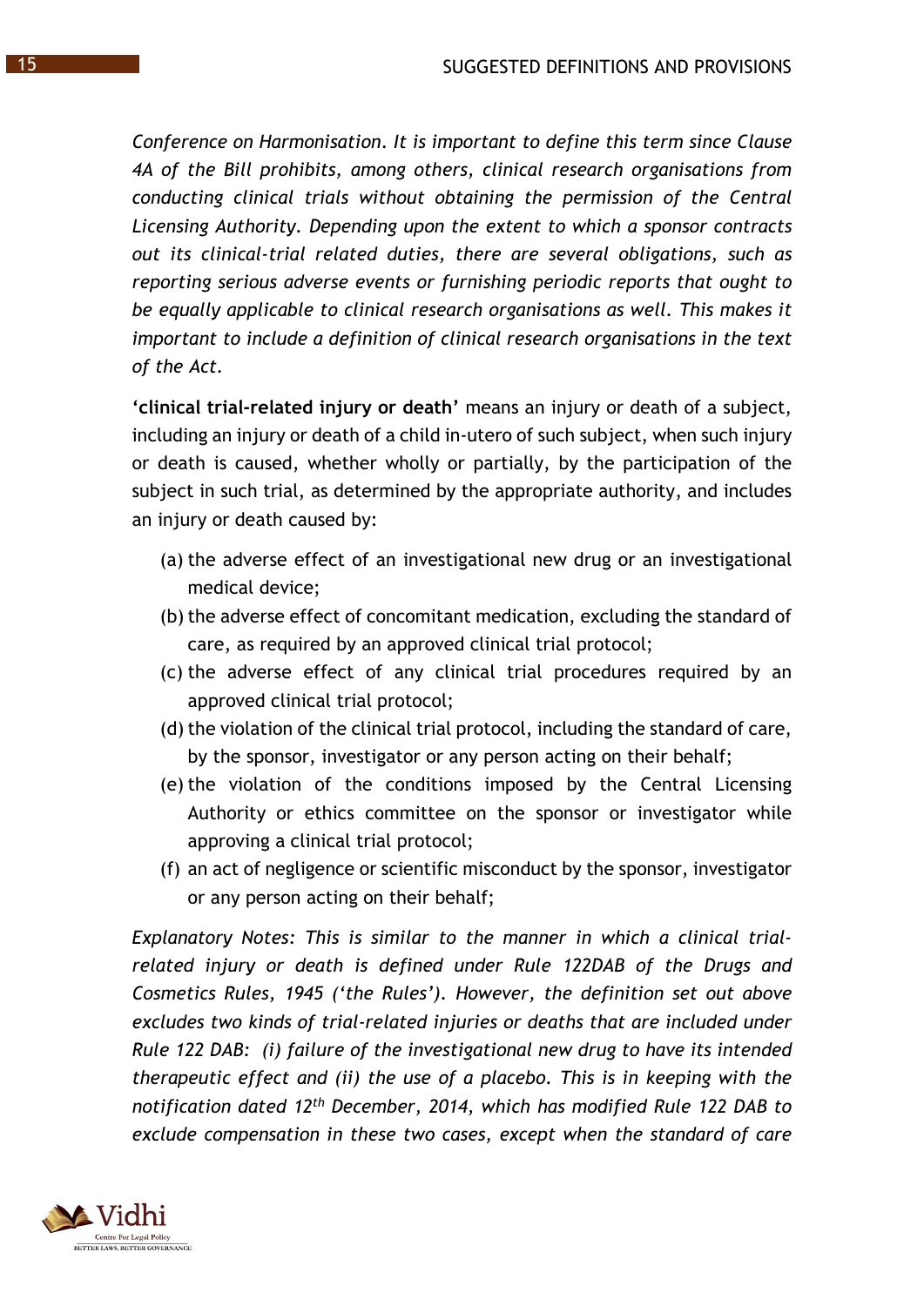*Conference on Harmonisation. It is important to define this term since Clause 4A of the Bill prohibits, among others, clinical research organisations from conducting clinical trials without obtaining the permission of the Central Licensing Authority. Depending upon the extent to which a sponsor contracts out its clinical-trial related duties, there are several obligations, such as reporting serious adverse events or furnishing periodic reports that ought to be equally applicable to clinical research organisations as well. This makes it important to include a definition of clinical research organisations in the text of the Act.*

**'clinical trial-related injury or death'** means an injury or death of a subject, including an injury or death of a child in-utero of such subject, when such injury or death is caused, whether wholly or partially, by the participation of the subject in such trial, as determined by the appropriate authority, and includes an injury or death caused by:

(a) the adverse effect of an investigational new drug or an investigational medical device;

(b) the adverse effect of concomitant medication, excluding the standard of care, as required by an approved clinical trial protocol;

(c) the adverse effect of any clinical trial procedures required by an approved clinical trial protocol;

(d) the violation of the clinical trial protocol, including the standard of care, by the sponsor, investigator or any person acting on their behalf;

(e) the violation of the conditions imposed by the Central Licensing Authority or ethics committee on the sponsor or investigator while approving a clinical trial protocol;

(f) an act of negligence or scientific misconduct by the sponsor, investigator or any person acting on their behalf;

*Explanatory Notes: This is similar to the manner in which a clinical trial-related injury or death is defined under Rule 122DAB of the Drugs and Cosmetics Rules, 1945 ('the Rules'). However, the definition set out above excludes two kinds of trial-related injuries or deaths that are included under Rule 122 DAB: (i) failure of the investigational new drug to have its intended therapeutic effect and (ii) the use of a placebo. This is in keeping with the notification dated 12th December, 2014, which has modified Rule 122 DAB to exclude compensation in these two cases, except when the standard of care*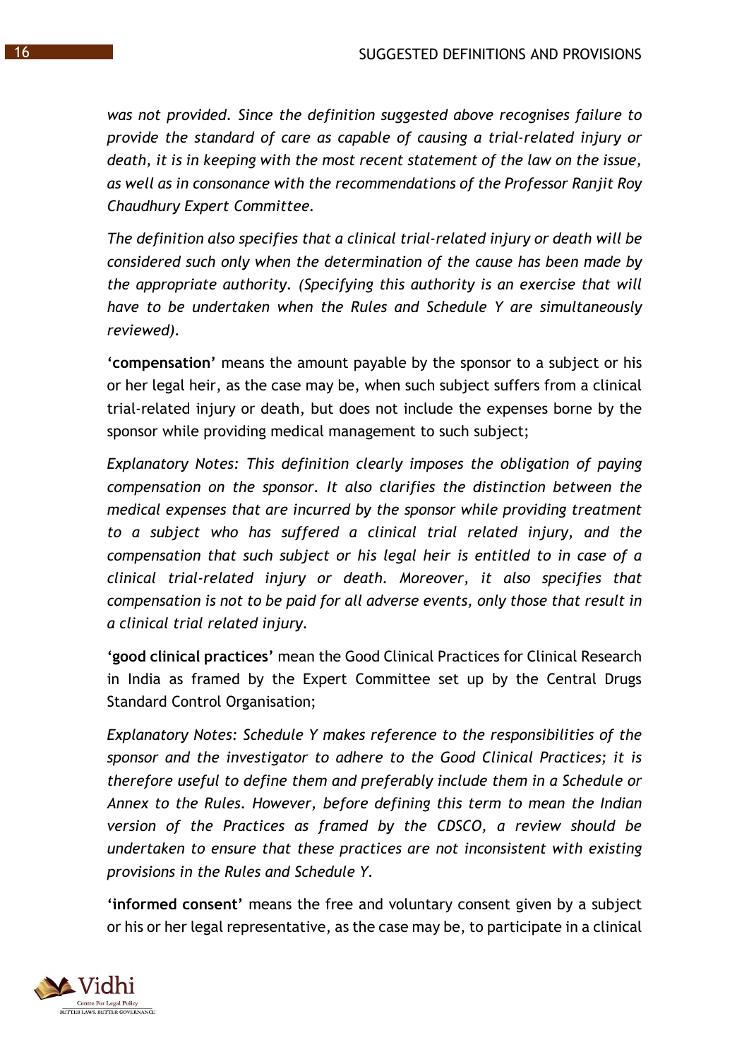*was not provided. Since the definition suggested above recognises failure to provide the standard of care as capable of causing a trial-related injury or death, it is in keeping with the most recent statement of the law on the issue, as well as in consonance with the recommendations of the Professor Ranjit Roy Chaudhury Expert Committee.*

*The definition also specifies that a clinical trial-related injury or death will be considered such only when the determination of the cause has been made by the appropriate authority. (Specifying this authority is an exercise that will have to be undertaken when the Rules and Schedule Y are simultaneously reviewed).*

**'compensation'** means the amount payable by the sponsor to a subject or his or her legal heir, as the case may be, when such subject suffers from a clinical trial-related injury or death, but does not include the expenses borne by the sponsor while providing medical management to such subject;

*Explanatory Notes: This definition clearly imposes the obligation of paying compensation on the sponsor. It also clarifies the distinction between the medical expenses that are incurred by the sponsor while providing treatment to a subject who has suffered a clinical trial related injury, and the compensation that such subject or his legal heir is entitled to in case of a clinical trial-related injury or death. Moreover, it also specifies that compensation is not to be paid for all adverse events, only those that result in a clinical trial related injury.*

**'good clinical practices'** mean the Good Clinical Practices for Clinical Research in India as framed by the Expert Committee set up by the Central Drugs Standard Control Organisation;

*Explanatory Notes: Schedule Y makes reference to the responsibilities of the sponsor and the investigator to adhere to the Good Clinical Practices; it is therefore useful to define them and preferably include them in a Schedule or Annex to the Rules. However, before defining this term to mean the Indian version of the Practices as framed by the CDSCO, a review should be undertaken to ensure that these practices are not inconsistent with existing provisions in the Rules and Schedule Y.*

**'informed consent'** means the free and voluntary consent given by a subject or his or her legal representative, as the case may be, to participate in a clinical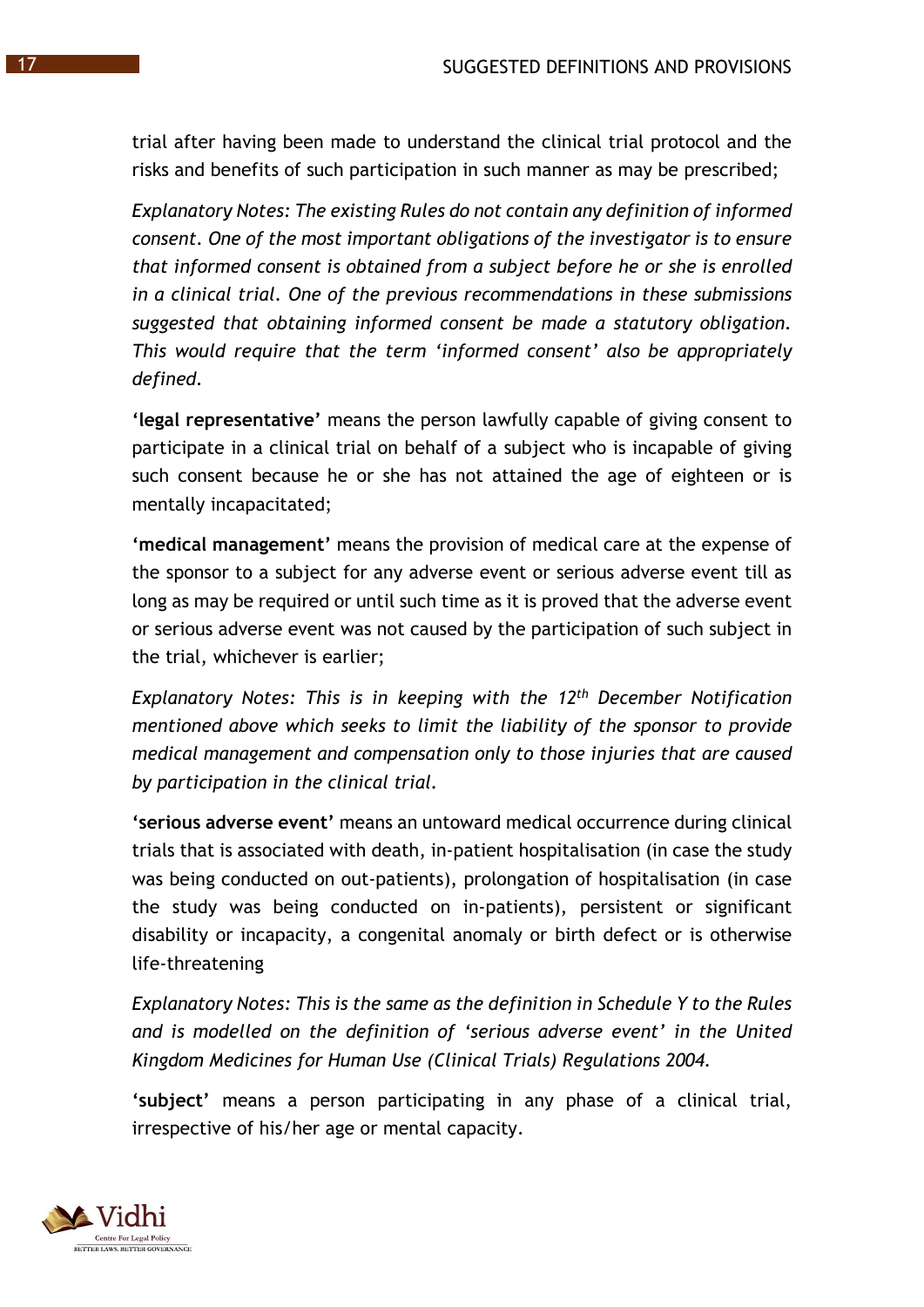trial after having been made to understand the clinical trial protocol and the risks and benefits of such participation in such manner as may be prescribed;

*Explanatory Notes: The existing Rules do not contain any definition of informed consent. One of the most important obligations of the investigator is to ensure that informed consent is obtained from a subject before he or she is enrolled in a clinical trial. One of the previous recommendations in these submissions suggested that obtaining informed consent be made a statutory obligation. This would require that the term 'informed consent' also be appropriately defined.*

'**legal representative**' means the person lawfully capable of giving consent to participate in a clinical trial on behalf of a subject who is incapable of giving such consent because he or she has not attained the age of eighteen or is mentally incapacitated;

'**medical management**' means the provision of medical care at the expense of the sponsor to a subject for any adverse event or serious adverse event till as long as may be required or until such time as it is proved that the adverse event or serious adverse event was not caused by the participation of such subject in the trial, whichever is earlier;

*Explanatory Notes: This is in keeping with the 12th December Notification mentioned above which seeks to limit the liability of the sponsor to provide medical management and compensation only to those injuries that are caused by participation in the clinical trial.*

'**serious adverse event**' means an untoward medical occurrence during clinical trials that is associated with death, in-patient hospitalisation (in case the study was being conducted on out-patients), prolongation of hospitalisation (in case the study was being conducted on in-patients), persistent or significant disability or incapacity, a congenital anomaly or birth defect or is otherwise life-threatening

*Explanatory Notes: This is the same as the definition in Schedule Y to the Rules and is modelled on the definition of 'serious adverse event' in the United Kingdom Medicines for Human Use (Clinical Trials) Regulations 2004.*

'**subject**' means a person participating in any phase of a clinical trial, irrespective of his/her age or mental capacity.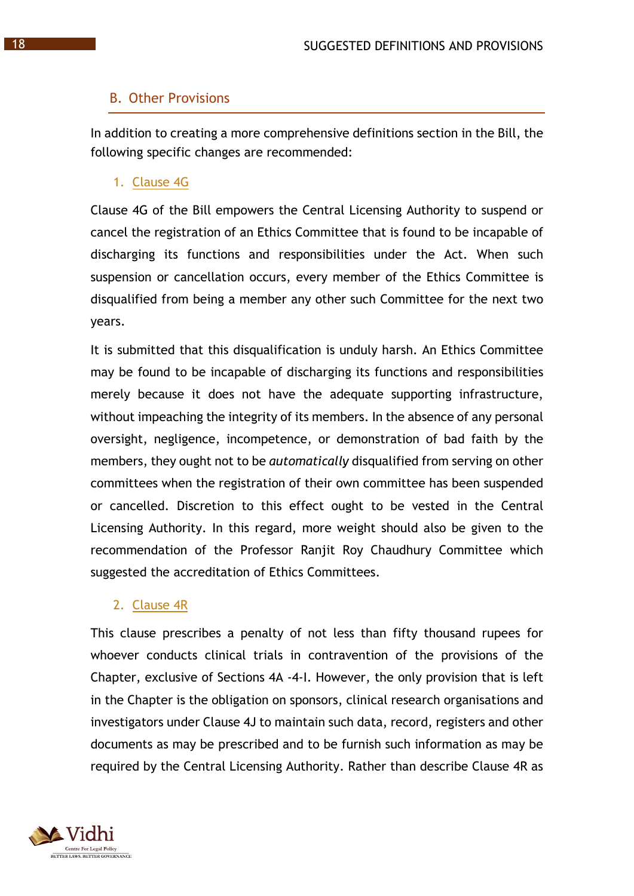## B. Other Provisions

In addition to creating a more comprehensive definitions section in the Bill, the following specific changes are recommended:

### 1. Clause 4G

Clause 4G of the Bill empowers the Central Licensing Authority to suspend or cancel the registration of an Ethics Committee that is found to be incapable of discharging its functions and responsibilities under the Act. When such suspension or cancellation occurs, every member of the Ethics Committee is disqualified from being a member any other such Committee for the next two years.

It is submitted that this disqualification is unduly harsh. An Ethics Committee may be found to be incapable of discharging its functions and responsibilities merely because it does not have the adequate supporting infrastructure, without impeaching the integrity of its members. In the absence of any personal oversight, negligence, incompetence, or demonstration of bad faith by the members, they ought not to be *automatically* disqualified from serving on other committees when the registration of their own committee has been suspended or cancelled. Discretion to this effect ought to be vested in the Central Licensing Authority. In this regard, more weight should also be given to the recommendation of the Professor Ranjit Roy Chaudhury Committee which suggested the accreditation of Ethics Committees.

### 2. Clause 4R

This clause prescribes a penalty of not less than fifty thousand rupees for whoever conducts clinical trials in contravention of the provisions of the Chapter, exclusive of Sections 4A -4-I. However, the only provision that is left in the Chapter is the obligation on sponsors, clinical research organisations and investigators under Clause 4J to maintain such data, record, registers and other documents as may be prescribed and to be furnish such information as may be required by the Central Licensing Authority. Rather than describe Clause 4R as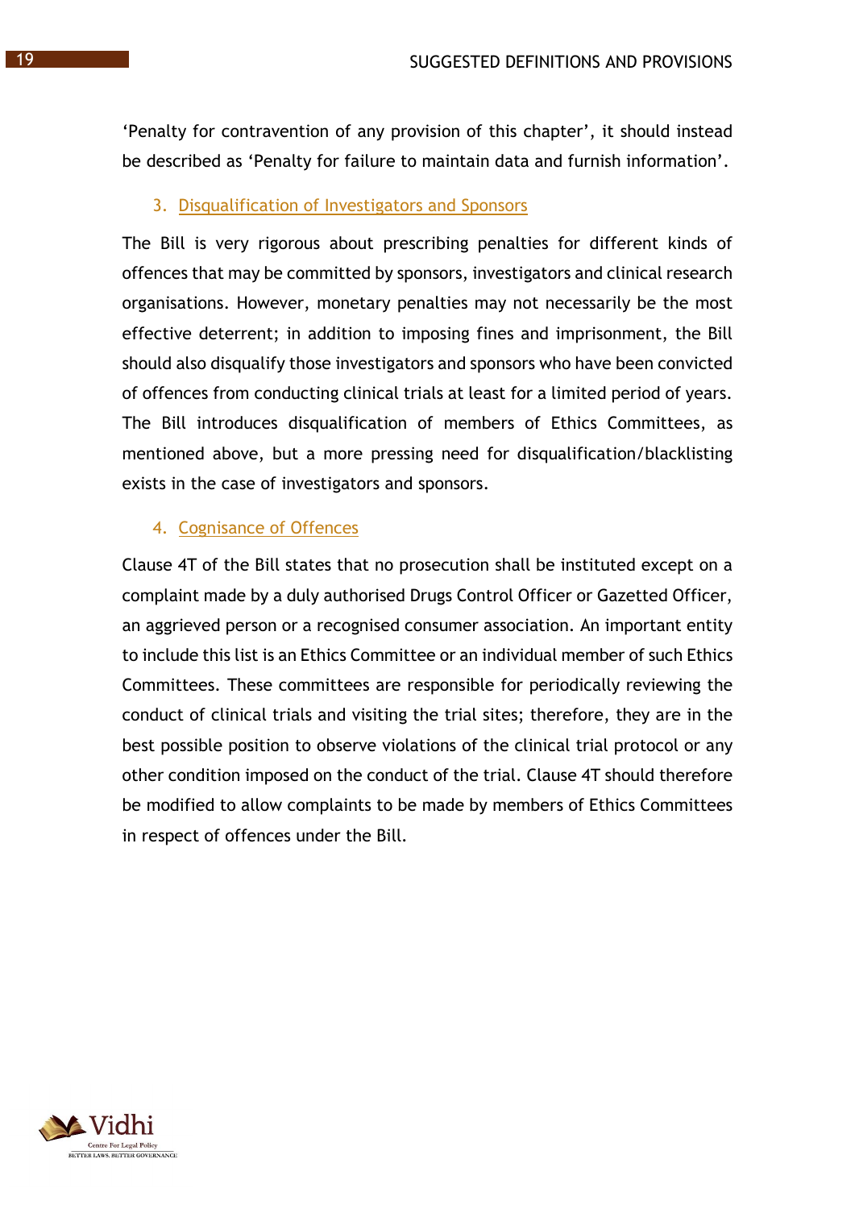'Penalty for contravention of any provision of this chapter', it should instead be described as 'Penalty for failure to maintain data and furnish information'.

### 3. Disqualification of Investigators and Sponsors

The Bill is very rigorous about prescribing penalties for different kinds of offences that may be committed by sponsors, investigators and clinical research organisations. However, monetary penalties may not necessarily be the most effective deterrent; in addition to imposing fines and imprisonment, the Bill should also disqualify those investigators and sponsors who have been convicted of offences from conducting clinical trials at least for a limited period of years. The Bill introduces disqualification of members of Ethics Committees, as mentioned above, but a more pressing need for disqualification/blacklisting exists in the case of investigators and sponsors.

### 4. Cognisance of Offences

Clause 4T of the Bill states that no prosecution shall be instituted except on a complaint made by a duly authorised Drugs Control Officer or Gazetted Officer, an aggrieved person or a recognised consumer association. An important entity to include this list is an Ethics Committee or an individual member of such Ethics Committees. These committees are responsible for periodically reviewing the conduct of clinical trials and visiting the trial sites; therefore, they are in the best possible position to observe violations of the clinical trial protocol or any other condition imposed on the conduct of the trial. Clause 4T should therefore be modified to allow complaints to be made by members of Ethics Committees in respect of offences under the Bill.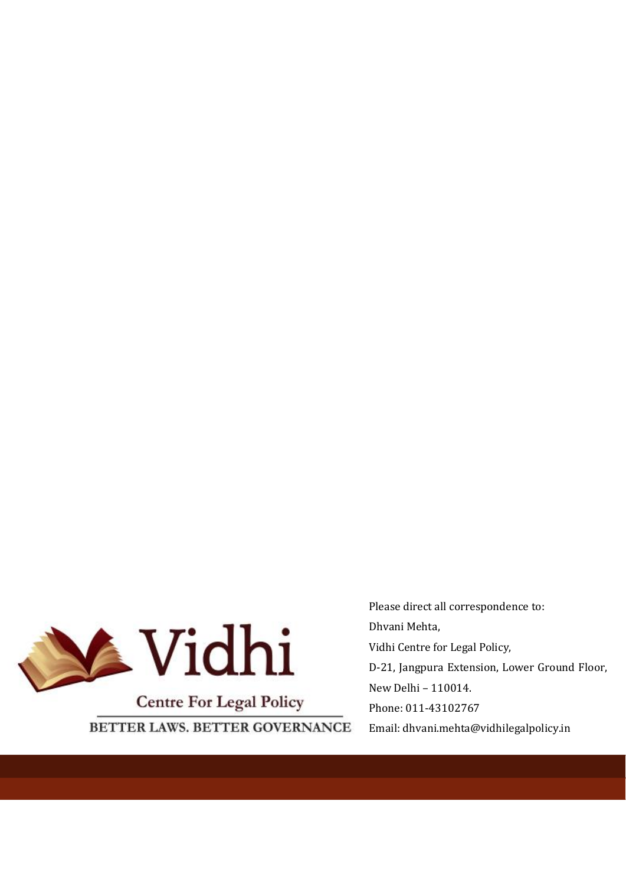Vidhi

Centre For Legal Policy

BETTER LAWS. BETTER GOVERNANCE

Please direct all correspondence to:

Dhvani Mehta,

Vidhi Centre for Legal Policy,

D-21, Jangpura Extension, Lower Ground Floor,

New Delhi – 110014.

Phone: 011-43102767

Email: dhvani.mehta@vidhilegalpolicy.in